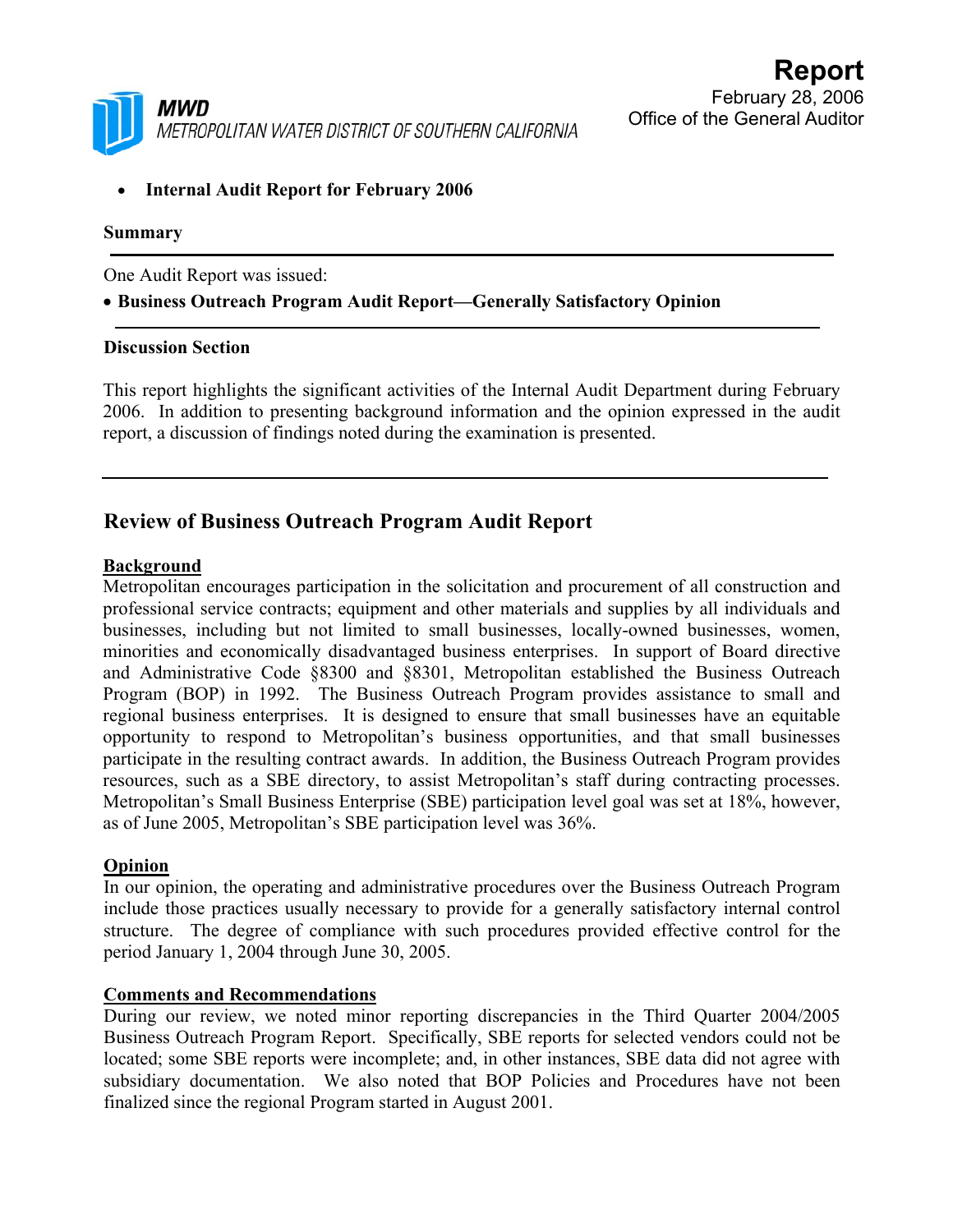**MWD**
*METROPOLITAN WATER DISTRICT OF SOUTHERN CALIFORNIA*

# Report

February 28, 2006
Office of the General Auditor

- **Internal Audit Report for February 2006**

**Summary**

---

One Audit Report was issued:

- **Business Outreach Program Audit Report—Generally Satisfactory Opinion**

---

**Discussion Section**

This report highlights the significant activities of the Internal Audit Department during February 2006. In addition to presenting background information and the opinion expressed in the audit report, a discussion of findings noted during the examination is presented.

---

## Review of Business Outreach Program Audit Report

**Background**

Metropolitan encourages participation in the solicitation and procurement of all construction and professional service contracts; equipment and other materials and supplies by all individuals and businesses, including but not limited to small businesses, locally-owned businesses, women, minorities and economically disadvantaged business enterprises. In support of Board directive and Administrative Code §8300 and §8301, Metropolitan established the Business Outreach Program (BOP) in 1992. The Business Outreach Program provides assistance to small and regional business enterprises. It is designed to ensure that small businesses have an equitable opportunity to respond to Metropolitan's business opportunities, and that small businesses participate in the resulting contract awards. In addition, the Business Outreach Program provides resources, such as a SBE directory, to assist Metropolitan's staff during contracting processes. Metropolitan's Small Business Enterprise (SBE) participation level goal was set at 18%, however, as of June 2005, Metropolitan's SBE participation level was 36%.

**Opinion**

In our opinion, the operating and administrative procedures over the Business Outreach Program include those practices usually necessary to provide for a generally satisfactory internal control structure. The degree of compliance with such procedures provided effective control for the period January 1, 2004 through June 30, 2005.

**Comments and Recommendations**

During our review, we noted minor reporting discrepancies in the Third Quarter 2004/2005 Business Outreach Program Report. Specifically, SBE reports for selected vendors could not be located; some SBE reports were incomplete; and, in other instances, SBE data did not agree with subsidiary documentation. We also noted that BOP Policies and Procedures have not been finalized since the regional Program started in August 2001.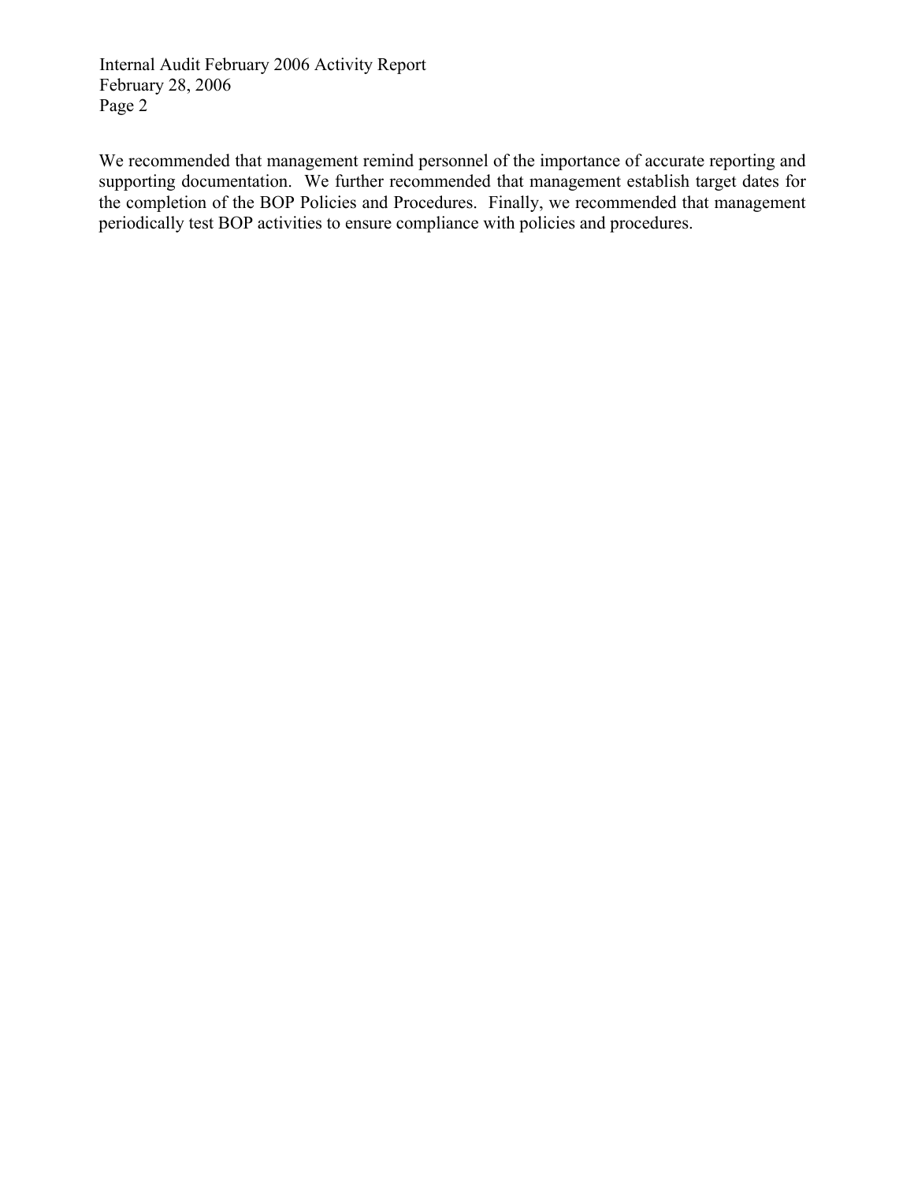We recommended that management remind personnel of the importance of accurate reporting and supporting documentation. We further recommended that management establish target dates for the completion of the BOP Policies and Procedures. Finally, we recommended that management periodically test BOP activities to ensure compliance with policies and procedures.